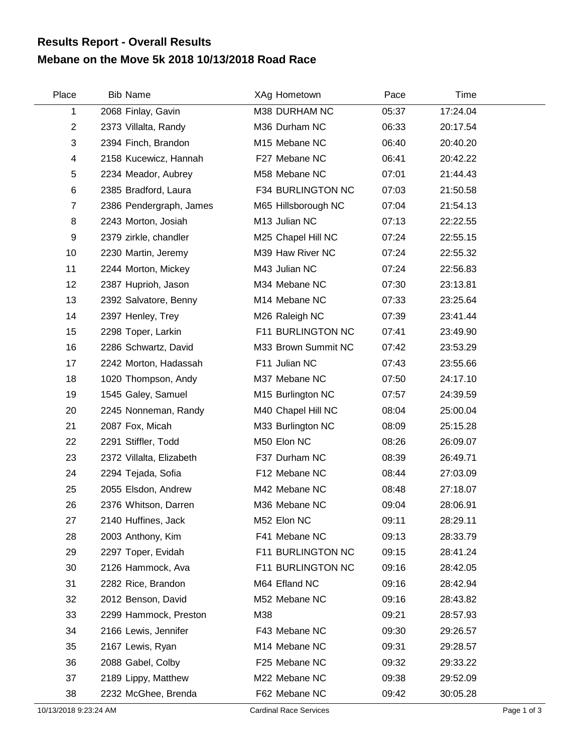# Results Report - Overall Results

## Mebane on the Move 5k 2018 10/13/2018 Road Race

| Place | Bib | Name | XAg | Hometown | Pace | Time |
|---|---|---|---|---|---|---|
| 1 | 2068 | Finlay, Gavin | M38 | DURHAM NC | 05:37 | 17:24.04 |
| 2 | 2373 | Villalta, Randy | M36 | Durham NC | 06:33 | 20:17.54 |
| 3 | 2394 | Finch, Brandon | M15 | Mebane NC | 06:40 | 20:40.20 |
| 4 | 2158 | Kucewicz, Hannah | F27 | Mebane NC | 06:41 | 20:42.22 |
| 5 | 2234 | Meador, Aubrey | M58 | Mebane NC | 07:01 | 21:44.43 |
| 6 | 2385 | Bradford, Laura | F34 | BURLINGTON NC | 07:03 | 21:50.58 |
| 7 | 2386 | Pendergraph, James | M65 | Hillsborough NC | 07:04 | 21:54.13 |
| 8 | 2243 | Morton, Josiah | M13 | Julian NC | 07:13 | 22:22.55 |
| 9 | 2379 | zirkle, chandler | M25 | Chapel Hill NC | 07:24 | 22:55.15 |
| 10 | 2230 | Martin, Jeremy | M39 | Haw River NC | 07:24 | 22:55.32 |
| 11 | 2244 | Morton, Mickey | M43 | Julian NC | 07:24 | 22:56.83 |
| 12 | 2387 | Huprioh, Jason | M34 | Mebane NC | 07:30 | 23:13.81 |
| 13 | 2392 | Salvatore, Benny | M14 | Mebane NC | 07:33 | 23:25.64 |
| 14 | 2397 | Henley, Trey | M26 | Raleigh NC | 07:39 | 23:41.44 |
| 15 | 2298 | Toper, Larkin | F11 | BURLINGTON NC | 07:41 | 23:49.90 |
| 16 | 2286 | Schwartz, David | M33 | Brown Summit NC | 07:42 | 23:53.29 |
| 17 | 2242 | Morton, Hadassah | F11 | Julian NC | 07:43 | 23:55.66 |
| 18 | 1020 | Thompson, Andy | M37 | Mebane NC | 07:50 | 24:17.10 |
| 19 | 1545 | Galey, Samuel | M15 | Burlington NC | 07:57 | 24:39.59 |
| 20 | 2245 | Nonneman, Randy | M40 | Chapel Hill NC | 08:04 | 25:00.04 |
| 21 | 2087 | Fox, Micah | M33 | Burlington NC | 08:09 | 25:15.28 |
| 22 | 2291 | Stiffler, Todd | M50 | Elon NC | 08:26 | 26:09.07 |
| 23 | 2372 | Villalta, Elizabeth | F37 | Durham NC | 08:39 | 26:49.71 |
| 24 | 2294 | Tejada, Sofia | F12 | Mebane NC | 08:44 | 27:03.09 |
| 25 | 2055 | Elsdon, Andrew | M42 | Mebane NC | 08:48 | 27:18.07 |
| 26 | 2376 | Whitson, Darren | M36 | Mebane NC | 09:04 | 28:06.91 |
| 27 | 2140 | Huffines, Jack | M52 | Elon NC | 09:11 | 28:29.11 |
| 28 | 2003 | Anthony, Kim | F41 | Mebane NC | 09:13 | 28:33.79 |
| 29 | 2297 | Toper, Evidah | F11 | BURLINGTON NC | 09:15 | 28:41.24 |
| 30 | 2126 | Hammock, Ava | F11 | BURLINGTON NC | 09:16 | 28:42.05 |
| 31 | 2282 | Rice, Brandon | M64 | Efland NC | 09:16 | 28:42.94 |
| 32 | 2012 | Benson, David | M52 | Mebane NC | 09:16 | 28:43.82 |
| 33 | 2299 | Hammock, Preston | M38 | | 09:21 | 28:57.93 |
| 34 | 2166 | Lewis, Jennifer | F43 | Mebane NC | 09:30 | 29:26.57 |
| 35 | 2167 | Lewis, Ryan | M14 | Mebane NC | 09:31 | 29:28.57 |
| 36 | 2088 | Gabel, Colby | F25 | Mebane NC | 09:32 | 29:33.22 |
| 37 | 2189 | Lippy, Matthew | M22 | Mebane NC | 09:38 | 29:52.09 |
| 38 | 2232 | McGhee, Brenda | F62 | Mebane NC | 09:42 | 30:05.28 |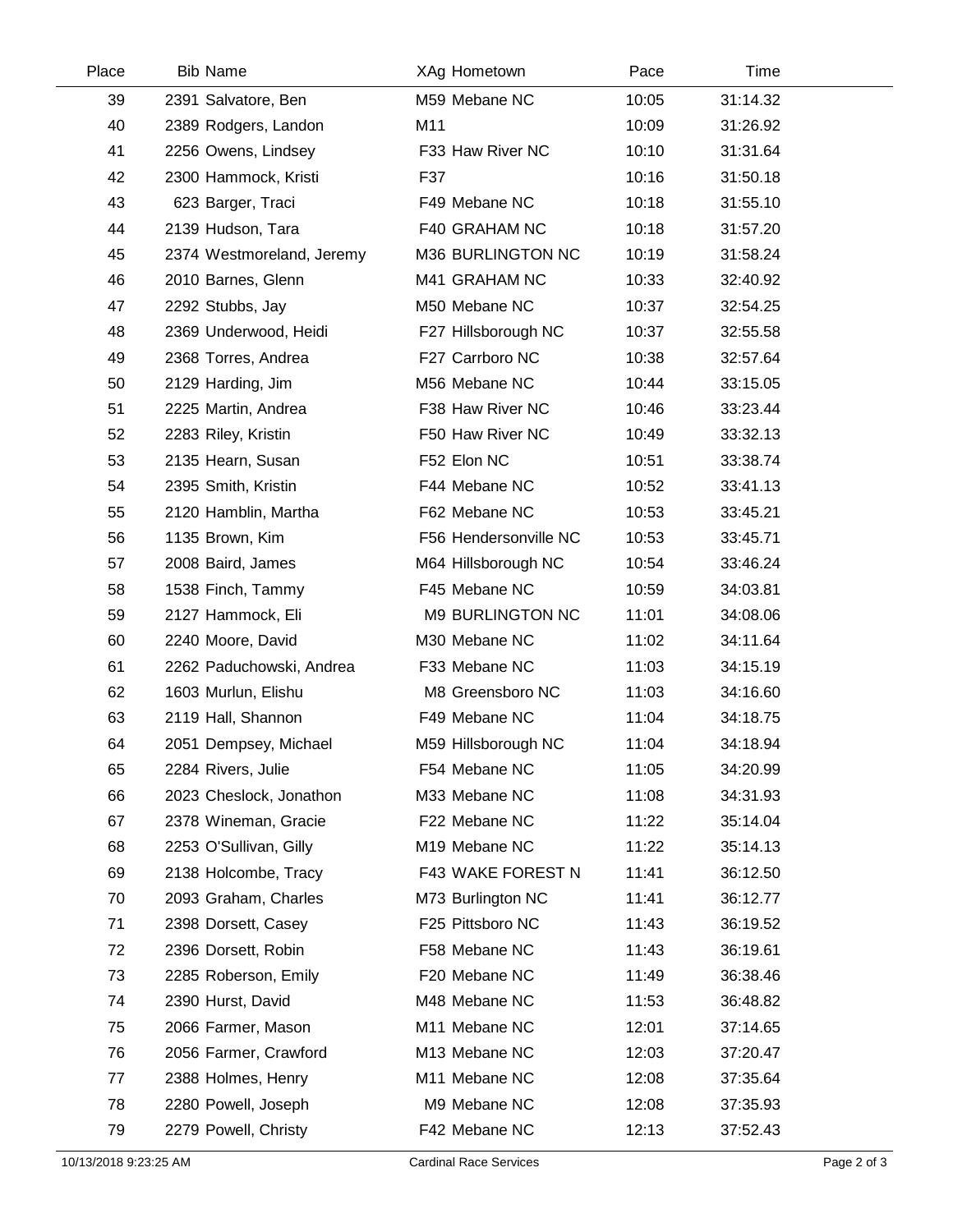| Place | Bib | Name | XAg | Hometown | Pace | Time |
|---|---|---|---|---|---|---|
| 39 | 2391 | Salvatore, Ben | M59 | Mebane NC | 10:05 | 31:14.32 |
| 40 | 2389 | Rodgers, Landon | M11 | | 10:09 | 31:26.92 |
| 41 | 2256 | Owens, Lindsey | F33 | Haw River NC | 10:10 | 31:31.64 |
| 42 | 2300 | Hammock, Kristi | F37 | | 10:16 | 31:50.18 |
| 43 | 623 | Barger, Traci | F49 | Mebane NC | 10:18 | 31:55.10 |
| 44 | 2139 | Hudson, Tara | F40 | GRAHAM NC | 10:18 | 31:57.20 |
| 45 | 2374 | Westmoreland, Jeremy | M36 | BURLINGTON NC | 10:19 | 31:58.24 |
| 46 | 2010 | Barnes, Glenn | M41 | GRAHAM NC | 10:33 | 32:40.92 |
| 47 | 2292 | Stubbs, Jay | M50 | Mebane NC | 10:37 | 32:54.25 |
| 48 | 2369 | Underwood, Heidi | F27 | Hillsborough NC | 10:37 | 32:55.58 |
| 49 | 2368 | Torres, Andrea | F27 | Carrboro NC | 10:38 | 32:57.64 |
| 50 | 2129 | Harding, Jim | M56 | Mebane NC | 10:44 | 33:15.05 |
| 51 | 2225 | Martin, Andrea | F38 | Haw River NC | 10:46 | 33:23.44 |
| 52 | 2283 | Riley, Kristin | F50 | Haw River NC | 10:49 | 33:32.13 |
| 53 | 2135 | Hearn, Susan | F52 | Elon NC | 10:51 | 33:38.74 |
| 54 | 2395 | Smith, Kristin | F44 | Mebane NC | 10:52 | 33:41.13 |
| 55 | 2120 | Hamblin, Martha | F62 | Mebane NC | 10:53 | 33:45.21 |
| 56 | 1135 | Brown, Kim | F56 | Hendersonville NC | 10:53 | 33:45.71 |
| 57 | 2008 | Baird, James | M64 | Hillsborough NC | 10:54 | 33:46.24 |
| 58 | 1538 | Finch, Tammy | F45 | Mebane NC | 10:59 | 34:03.81 |
| 59 | 2127 | Hammock, Eli | M9 | BURLINGTON NC | 11:01 | 34:08.06 |
| 60 | 2240 | Moore, David | M30 | Mebane NC | 11:02 | 34:11.64 |
| 61 | 2262 | Paduchowski, Andrea | F33 | Mebane NC | 11:03 | 34:15.19 |
| 62 | 1603 | Murlun, Elishu | M8 | Greensboro NC | 11:03 | 34:16.60 |
| 63 | 2119 | Hall, Shannon | F49 | Mebane NC | 11:04 | 34:18.75 |
| 64 | 2051 | Dempsey, Michael | M59 | Hillsborough NC | 11:04 | 34:18.94 |
| 65 | 2284 | Rivers, Julie | F54 | Mebane NC | 11:05 | 34:20.99 |
| 66 | 2023 | Cheslock, Jonathon | M33 | Mebane NC | 11:08 | 34:31.93 |
| 67 | 2378 | Wineman, Gracie | F22 | Mebane NC | 11:22 | 35:14.04 |
| 68 | 2253 | O'Sullivan, Gilly | M19 | Mebane NC | 11:22 | 35:14.13 |
| 69 | 2138 | Holcombe, Tracy | F43 | WAKE FOREST N | 11:41 | 36:12.50 |
| 70 | 2093 | Graham, Charles | M73 | Burlington NC | 11:41 | 36:12.77 |
| 71 | 2398 | Dorsett, Casey | F25 | Pittsboro NC | 11:43 | 36:19.52 |
| 72 | 2396 | Dorsett, Robin | F58 | Mebane NC | 11:43 | 36:19.61 |
| 73 | 2285 | Roberson, Emily | F20 | Mebane NC | 11:49 | 36:38.46 |
| 74 | 2390 | Hurst, David | M48 | Mebane NC | 11:53 | 36:48.82 |
| 75 | 2066 | Farmer, Mason | M11 | Mebane NC | 12:01 | 37:14.65 |
| 76 | 2056 | Farmer, Crawford | M13 | Mebane NC | 12:03 | 37:20.47 |
| 77 | 2388 | Holmes, Henry | M11 | Mebane NC | 12:08 | 37:35.64 |
| 78 | 2280 | Powell, Joseph | M9 | Mebane NC | 12:08 | 37:35.93 |
| 79 | 2279 | Powell, Christy | F42 | Mebane NC | 12:13 | 37:52.43 |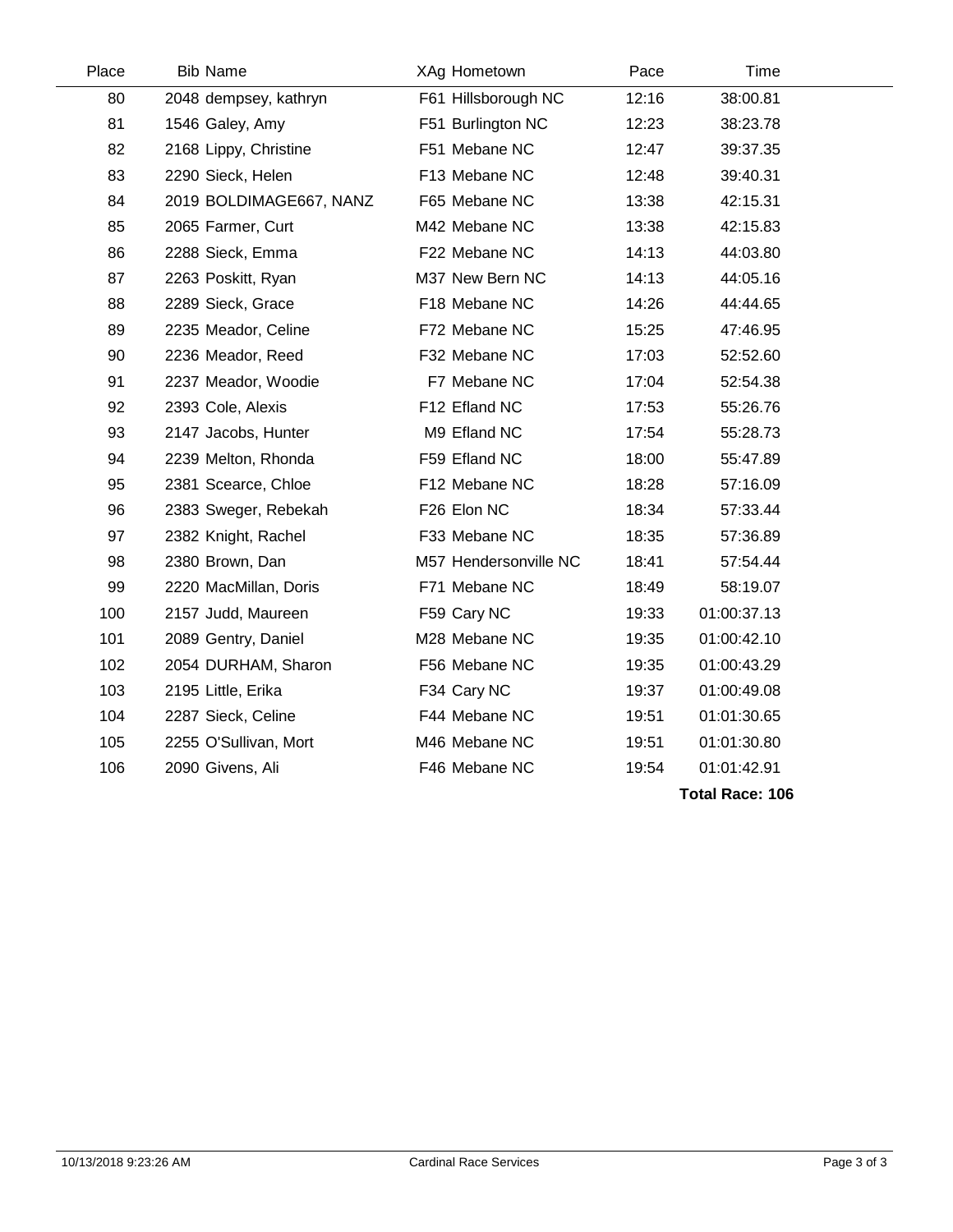| Place | Bib | Name | XAg | Hometown | Pace | Time |
|---|---|---|---|---|---|---|
| 80 | 2048 | dempsey, kathryn | F61 | Hillsborough NC | 12:16 | 38:00.81 |
| 81 | 1546 | Galey, Amy | F51 | Burlington NC | 12:23 | 38:23.78 |
| 82 | 2168 | Lippy, Christine | F51 | Mebane NC | 12:47 | 39:37.35 |
| 83 | 2290 | Sieck, Helen | F13 | Mebane NC | 12:48 | 39:40.31 |
| 84 | 2019 | BOLDIMAGE667, NANZ | F65 | Mebane NC | 13:38 | 42:15.31 |
| 85 | 2065 | Farmer, Curt | M42 | Mebane NC | 13:38 | 42:15.83 |
| 86 | 2288 | Sieck, Emma | F22 | Mebane NC | 14:13 | 44:03.80 |
| 87 | 2263 | Poskitt, Ryan | M37 | New Bern NC | 14:13 | 44:05.16 |
| 88 | 2289 | Sieck, Grace | F18 | Mebane NC | 14:26 | 44:44.65 |
| 89 | 2235 | Meador, Celine | F72 | Mebane NC | 15:25 | 47:46.95 |
| 90 | 2236 | Meador, Reed | F32 | Mebane NC | 17:03 | 52:52.60 |
| 91 | 2237 | Meador, Woodie | F7 | Mebane NC | 17:04 | 52:54.38 |
| 92 | 2393 | Cole, Alexis | F12 | Efland NC | 17:53 | 55:26.76 |
| 93 | 2147 | Jacobs, Hunter | M9 | Efland NC | 17:54 | 55:28.73 |
| 94 | 2239 | Melton, Rhonda | F59 | Efland NC | 18:00 | 55:47.89 |
| 95 | 2381 | Scearce, Chloe | F12 | Mebane NC | 18:28 | 57:16.09 |
| 96 | 2383 | Sweger, Rebekah | F26 | Elon NC | 18:34 | 57:33.44 |
| 97 | 2382 | Knight, Rachel | F33 | Mebane NC | 18:35 | 57:36.89 |
| 98 | 2380 | Brown, Dan | M57 | Hendersonville NC | 18:41 | 57:54.44 |
| 99 | 2220 | MacMillan, Doris | F71 | Mebane NC | 18:49 | 58:19.07 |
| 100 | 2157 | Judd, Maureen | F59 | Cary NC | 19:33 | 01:00:37.13 |
| 101 | 2089 | Gentry, Daniel | M28 | Mebane NC | 19:35 | 01:00:42.10 |
| 102 | 2054 | DURHAM, Sharon | F56 | Mebane NC | 19:35 | 01:00:43.29 |
| 103 | 2195 | Little, Erika | F34 | Cary NC | 19:37 | 01:00:49.08 |
| 104 | 2287 | Sieck, Celine | F44 | Mebane NC | 19:51 | 01:01:30.65 |
| 105 | 2255 | O'Sullivan, Mort | M46 | Mebane NC | 19:51 | 01:01:30.80 |
| 106 | 2090 | Givens, Ali | F46 | Mebane NC | 19:54 | 01:01:42.91 |

**Total Race: 106**